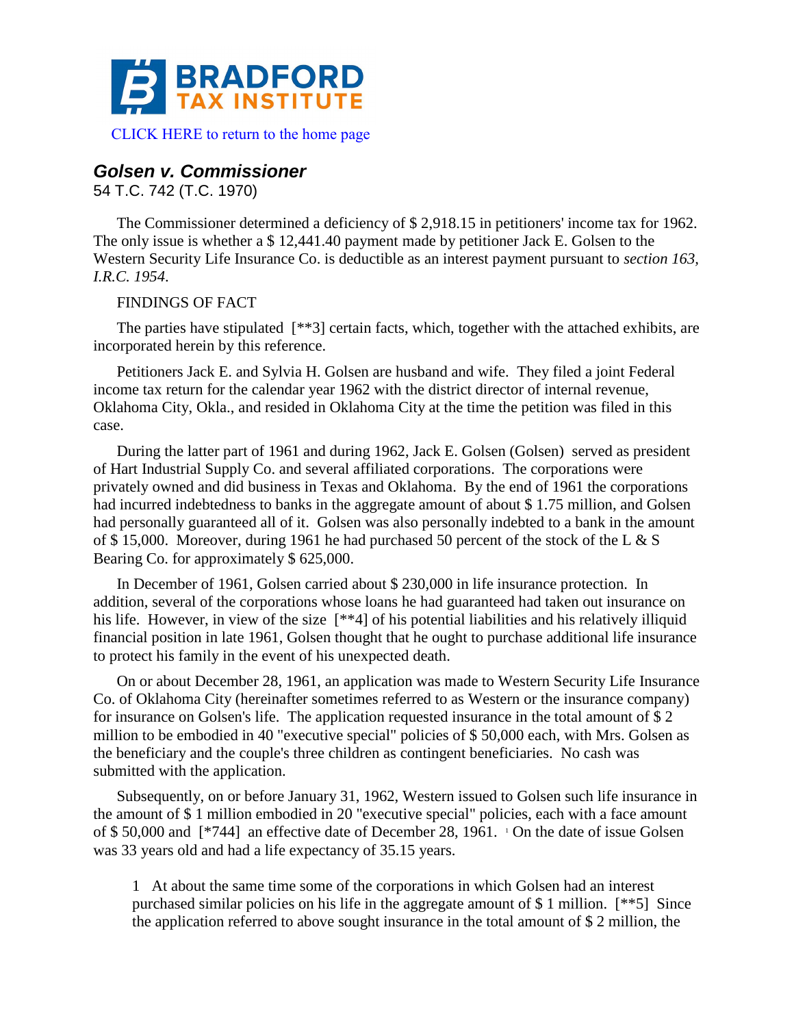# BRADFORD TAX INSTITUTE

CLICK HERE to return to the home page

## *Golsen v. Commissioner*

54 T.C. 742 (T.C. 1970)

The Commissioner determined a deficiency of $ 2,918.15 in petitioners' income tax for 1962. The only issue is whether a $ 12,441.40 payment made by petitioner Jack E. Golsen to the Western Security Life Insurance Co. is deductible as an interest payment pursuant to *section 163, I.R.C. 1954*.

FINDINGS OF FACT

The parties have stipulated [**3] certain facts, which, together with the attached exhibits, are incorporated herein by this reference.

Petitioners Jack E. and Sylvia H. Golsen are husband and wife. They filed a joint Federal income tax return for the calendar year 1962 with the district director of internal revenue, Oklahoma City, Okla., and resided in Oklahoma City at the time the petition was filed in this case.

During the latter part of 1961 and during 1962, Jack E. Golsen (Golsen) served as president of Hart Industrial Supply Co. and several affiliated corporations. The corporations were privately owned and did business in Texas and Oklahoma. By the end of 1961 the corporations had incurred indebtedness to banks in the aggregate amount of about $ 1.75 million, and Golsen had personally guaranteed all of it. Golsen was also personally indebted to a bank in the amount of $ 15,000. Moreover, during 1961 he had purchased 50 percent of the stock of the L & S Bearing Co. for approximately $ 625,000.

In December of 1961, Golsen carried about $ 230,000 in life insurance protection. In addition, several of the corporations whose loans he had guaranteed had taken out insurance on his life. However, in view of the size [**4] of his potential liabilities and his relatively illiquid financial position in late 1961, Golsen thought that he ought to purchase additional life insurance to protect his family in the event of his unexpected death.

On or about December 28, 1961, an application was made to Western Security Life Insurance Co. of Oklahoma City (hereinafter sometimes referred to as Western or the insurance company) for insurance on Golsen's life. The application requested insurance in the total amount of $ 2 million to be embodied in 40 "executive special" policies of $ 50,000 each, with Mrs. Golsen as the beneficiary and the couple's three children as contingent beneficiaries. No cash was submitted with the application.

Subsequently, on or before January 31, 1962, Western issued to Golsen such life insurance in the amount of $ 1 million embodied in 20 "executive special" policies, each with a face amount of $ 50,000 and [*744] an effective date of December 28, 1961. [1] On the date of issue Golsen was 33 years old and had a life expectancy of 35.15 years.

1 At about the same time some of the corporations in which Golsen had an interest purchased similar policies on his life in the aggregate amount of $ 1 million. [**5] Since the application referred to above sought insurance in the total amount of $ 2 million, the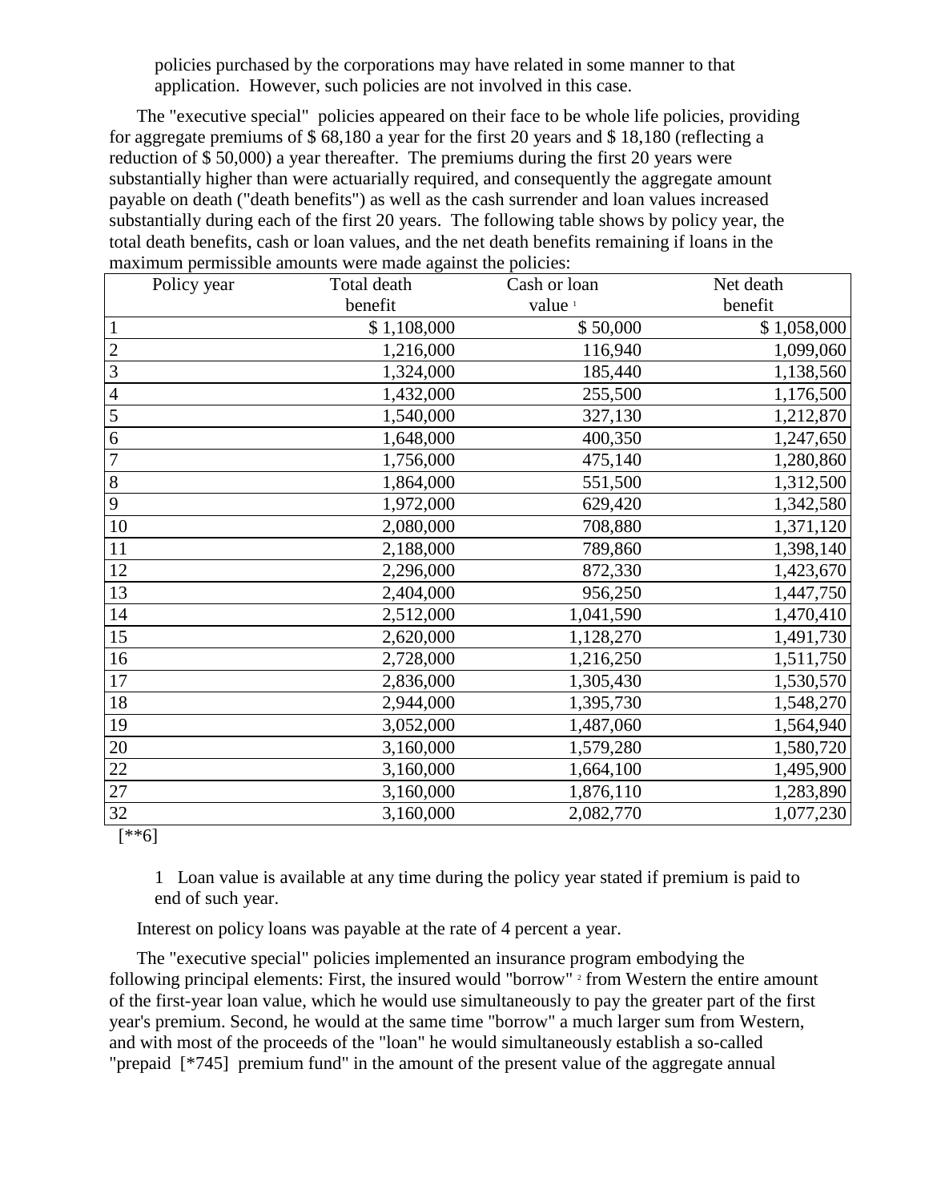policies purchased by the corporations may have related in some manner to that application. However, such policies are not involved in this case.

The "executive special" policies appeared on their face to be whole life policies, providing for aggregate premiums of $ 68,180 a year for the first 20 years and $ 18,180 (reflecting a reduction of $ 50,000) a year thereafter. The premiums during the first 20 years were substantially higher than were actuarially required, and consequently the aggregate amount payable on death ("death benefits") as well as the cash surrender and loan values increased substantially during each of the first 20 years. The following table shows by policy year, the total death benefits, cash or loan values, and the net death benefits remaining if loans in the maximum permissible amounts were made against the policies:

| Policy year | Total death benefit | Cash or loan value [1] | Net death benefit |
|---|---|---|---|
| 1 | $ 1,108,000 | $ 50,000 | $ 1,058,000 |
| 2 | 1,216,000 | 116,940 | 1,099,060 |
| 3 | 1,324,000 | 185,440 | 1,138,560 |
| 4 | 1,432,000 | 255,500 | 1,176,500 |
| 5 | 1,540,000 | 327,130 | 1,212,870 |
| 6 | 1,648,000 | 400,350 | 1,247,650 |
| 7 | 1,756,000 | 475,140 | 1,280,860 |
| 8 | 1,864,000 | 551,500 | 1,312,500 |
| 9 | 1,972,000 | 629,420 | 1,342,580 |
| 10 | 2,080,000 | 708,880 | 1,371,120 |
| 11 | 2,188,000 | 789,860 | 1,398,140 |
| 12 | 2,296,000 | 872,330 | 1,423,670 |
| 13 | 2,404,000 | 956,250 | 1,447,750 |
| 14 | 2,512,000 | 1,041,590 | 1,470,410 |
| 15 | 2,620,000 | 1,128,270 | 1,491,730 |
| 16 | 2,728,000 | 1,216,250 | 1,511,750 |
| 17 | 2,836,000 | 1,305,430 | 1,530,570 |
| 18 | 2,944,000 | 1,395,730 | 1,548,270 |
| 19 | 3,052,000 | 1,487,060 | 1,564,940 |
| 20 | 3,160,000 | 1,579,280 | 1,580,720 |
| 22 | 3,160,000 | 1,664,100 | 1,495,900 |
| 27 | 3,160,000 | 1,876,110 | 1,283,890 |
| 32 | 3,160,000 | 2,082,770 | 1,077,230 |

[**6]

1 Loan value is available at any time during the policy year stated if premium is paid to end of such year.

Interest on policy loans was payable at the rate of 4 percent a year.

The "executive special" policies implemented an insurance program embodying the following principal elements: First, the insured would "borrow" [2] from Western the entire amount of the first-year loan value, which he would use simultaneously to pay the greater part of the first year's premium. Second, he would at the same time "borrow" a much larger sum from Western, and with most of the proceeds of the "loan" he would simultaneously establish a so-called "prepaid [*745] premium fund" in the amount of the present value of the aggregate annual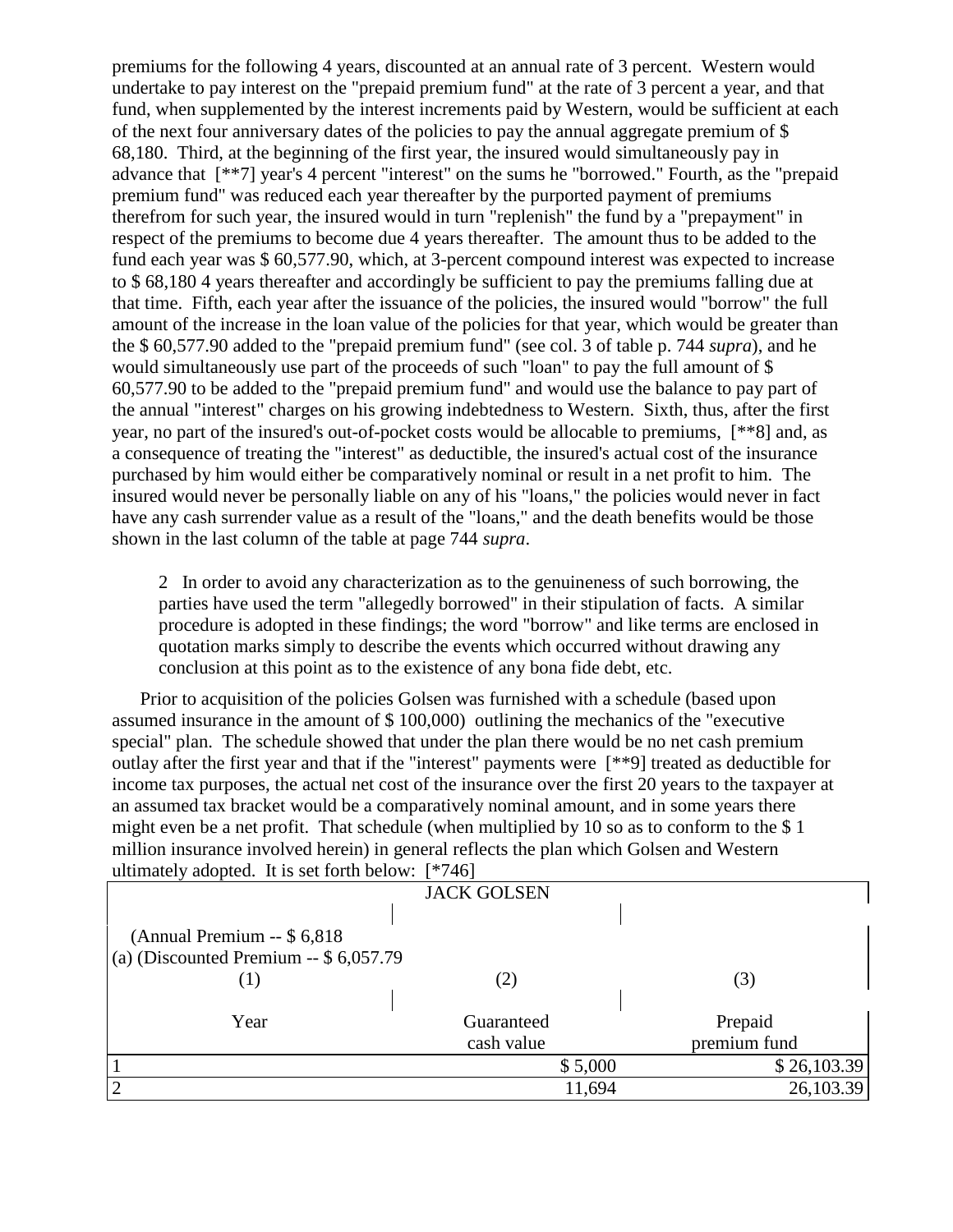premiums for the following 4 years, discounted at an annual rate of 3 percent. Western would undertake to pay interest on the "prepaid premium fund" at the rate of 3 percent a year, and that fund, when supplemented by the interest increments paid by Western, would be sufficient at each of the next four anniversary dates of the policies to pay the annual aggregate premium of $ 68,180. Third, at the beginning of the first year, the insured would simultaneously pay in advance that [**7] year's 4 percent "interest" on the sums he "borrowed." Fourth, as the "prepaid premium fund" was reduced each year thereafter by the purported payment of premiums therefrom for such year, the insured would in turn "replenish" the fund by a "prepayment" in respect of the premiums to become due 4 years thereafter. The amount thus to be added to the fund each year was $ 60,577.90, which, at 3-percent compound interest was expected to increase to $ 68,180 4 years thereafter and accordingly be sufficient to pay the premiums falling due at that time. Fifth, each year after the issuance of the policies, the insured would "borrow" the full amount of the increase in the loan value of the policies for that year, which would be greater than the $ 60,577.90 added to the "prepaid premium fund" (see col. 3 of table p. 744 *supra*), and he would simultaneously use part of the proceeds of such "loan" to pay the full amount of $ 60,577.90 to be added to the "prepaid premium fund" and would use the balance to pay part of the annual "interest" charges on his growing indebtedness to Western. Sixth, thus, after the first year, no part of the insured's out-of-pocket costs would be allocable to premiums, [**8] and, as a consequence of treating the "interest" as deductible, the insured's actual cost of the insurance purchased by him would either be comparatively nominal or result in a net profit to him. The insured would never be personally liable on any of his "loans," the policies would never in fact have any cash surrender value as a result of the "loans," and the death benefits would be those shown in the last column of the table at page 744 *supra*.

> 2 In order to avoid any characterization as to the genuineness of such borrowing, the parties have used the term "allegedly borrowed" in their stipulation of facts. A similar procedure is adopted in these findings; the word "borrow" and like terms are enclosed in quotation marks simply to describe the events which occurred without drawing any conclusion at this point as to the existence of any bona fide debt, etc.

Prior to acquisition of the policies Golsen was furnished with a schedule (based upon assumed insurance in the amount of $ 100,000) outlining the mechanics of the "executive special" plan. The schedule showed that under the plan there would be no net cash premium outlay after the first year and that if the "interest" payments were [**9] treated as deductible for income tax purposes, the actual net cost of the insurance over the first 20 years to the taxpayer at an assumed tax bracket would be a comparatively nominal amount, and in some years there might even be a net profit. That schedule (when multiplied by 10 so as to conform to the $ 1 million insurance involved herein) in general reflects the plan which Golsen and Western ultimately adopted. It is set forth below: [*746]

| JACK GOLSEN | | |
|---|---|---|
| (Annual Premium -- $ 6,818<br>(a) (Discounted Premium -- $ 6,057.79 | | |
| (1) | (2) | (3) |
| Year | Guaranteed cash value | Prepaid premium fund |
| 1 | $ 5,000 | $ 26,103.39 |
| 2 | 11,694 | 26,103.39 |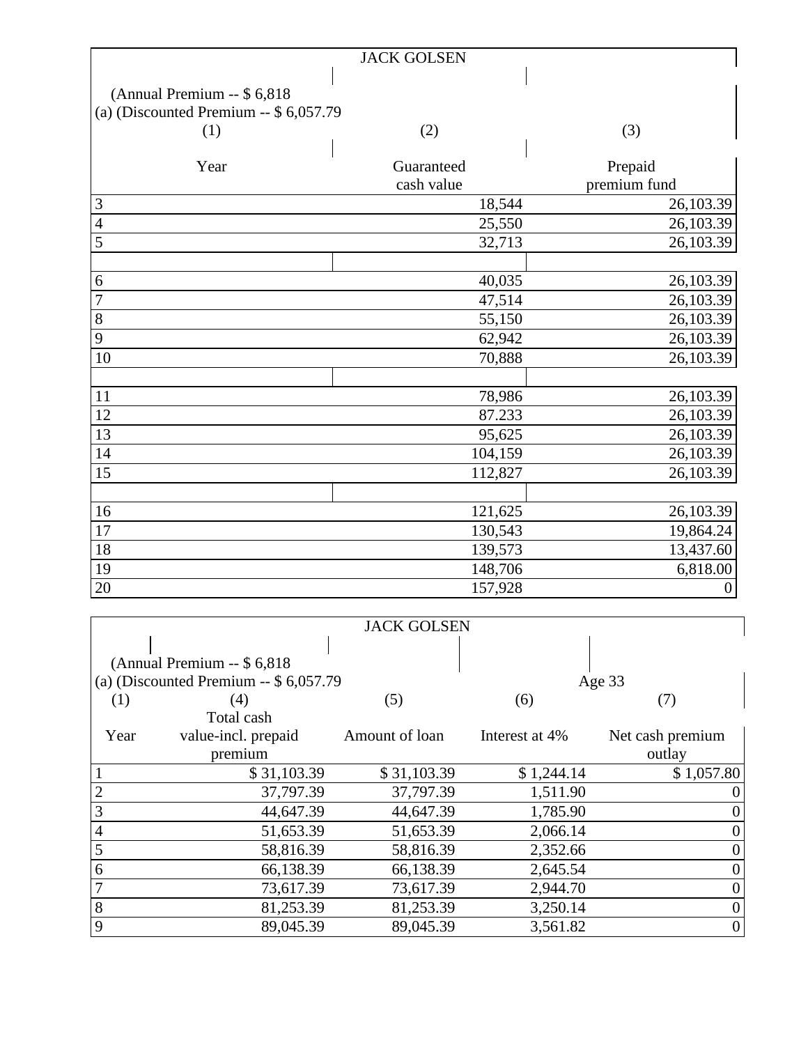| JACK GOLSEN | | |
|---|---|---|
| (Annual Premium -- $ 6,818<br>(a) (Discounted Premium -- $ 6,057.79 | | |
| (1) | (2) | (3) |
| Year | Guaranteed cash value | Prepaid premium fund |
| 3 | 18,544 | 26,103.39 |
| 4 | 25,550 | 26,103.39 |
| 5 | 32,713 | 26,103.39 |
| | | |
| 6 | 40,035 | 26,103.39 |
| 7 | 47,514 | 26,103.39 |
| 8 | 55,150 | 26,103.39 |
| 9 | 62,942 | 26,103.39 |
| 10 | 70,888 | 26,103.39 |
| | | |
| 11 | 78,986 | 26,103.39 |
| 12 | 87.233 | 26,103.39 |
| 13 | 95,625 | 26,103.39 |
| 14 | 104,159 | 26,103.39 |
| 15 | 112,827 | 26,103.39 |
| | | |
| 16 | 121,625 | 26,103.39 |
| 17 | 130,543 | 19,864.24 |
| 18 | 139,573 | 13,437.60 |
| 19 | 148,706 | 6,818.00 |
| 20 | 157,928 | 0 |

| JACK GOLSEN | | | | |
|---|---|---|---|---|
| (Annual Premium -- $ 6,818<br>(a) (Discounted Premium -- $ 6,057.79 | | | | Age 33 |
| (1) | (4) | (5) | (6) | (7) |
| Year | Total cash value-incl. prepaid premium | Amount of loan | Interest at 4% | Net cash premium outlay |
| 1 | $ 31,103.39 | $ 31,103.39 | $ 1,244.14 | $ 1,057.80 |
| 2 | 37,797.39 | 37,797.39 | 1,511.90 | 0 |
| 3 | 44,647.39 | 44,647.39 | 1,785.90 | 0 |
| 4 | 51,653.39 | 51,653.39 | 2,066.14 | 0 |
| 5 | 58,816.39 | 58,816.39 | 2,352.66 | 0 |
| 6 | 66,138.39 | 66,138.39 | 2,645.54 | 0 |
| 7 | 73,617.39 | 73,617.39 | 2,944.70 | 0 |
| 8 | 81,253.39 | 81,253.39 | 3,250.14 | 0 |
| 9 | 89,045.39 | 89,045.39 | 3,561.82 | 0 |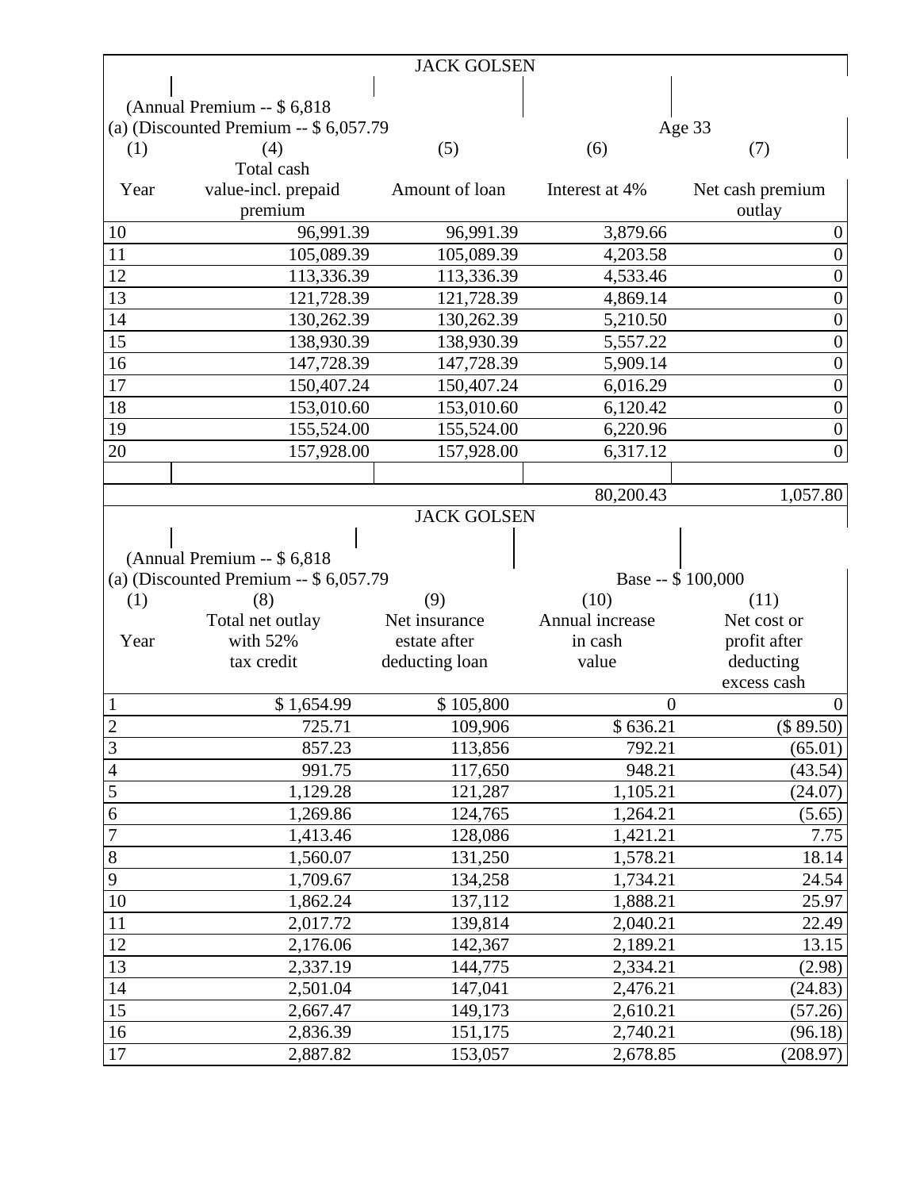JACK GOLSEN

(Annual Premium -- $ 6,818
(a) (Discounted Premium -- $ 6,057.79

Age 33

| (1) Year | (4) Total cash value-incl. prepaid premium | (5) Amount of loan | (6) Interest at 4% | (7) Net cash premium outlay |
|---|---|---|---|---|
| 10 | 96,991.39 | 96,991.39 | 3,879.66 | 0 |
| 11 | 105,089.39 | 105,089.39 | 4,203.58 | 0 |
| 12 | 113,336.39 | 113,336.39 | 4,533.46 | 0 |
| 13 | 121,728.39 | 121,728.39 | 4,869.14 | 0 |
| 14 | 130,262.39 | 130,262.39 | 5,210.50 | 0 |
| 15 | 138,930.39 | 138,930.39 | 5,557.22 | 0 |
| 16 | 147,728.39 | 147,728.39 | 5,909.14 | 0 |
| 17 | 150,407.24 | 150,407.24 | 6,016.29 | 0 |
| 18 | 153,010.60 | 153,010.60 | 6,120.42 | 0 |
| 19 | 155,524.00 | 155,524.00 | 6,220.96 | 0 |
| 20 | 157,928.00 | 157,928.00 | 6,317.12 | 0 |
| | | | | |
| | | | 80,200.43 | 1,057.80 |

JACK GOLSEN

(Annual Premium -- $ 6,818
(a) (Discounted Premium -- $ 6,057.79

Base -- $ 100,000

| (1) Year | (8) Total net outlay with 52% tax credit | (9) Net insurance estate after deducting loan | (10) Annual increase in cash value | (11) Net cost or profit after deducting excess cash |
|---|---|---|---|---|
| 1 | $ 1,654.99 | $ 105,800 | 0 | 0 |
| 2 | 725.71 | 109,906 | $ 636.21 | ($ 89.50) |
| 3 | 857.23 | 113,856 | 792.21 | (65.01) |
| 4 | 991.75 | 117,650 | 948.21 | (43.54) |
| 5 | 1,129.28 | 121,287 | 1,105.21 | (24.07) |
| 6 | 1,269.86 | 124,765 | 1,264.21 | (5.65) |
| 7 | 1,413.46 | 128,086 | 1,421.21 | 7.75 |
| 8 | 1,560.07 | 131,250 | 1,578.21 | 18.14 |
| 9 | 1,709.67 | 134,258 | 1,734.21 | 24.54 |
| 10 | 1,862.24 | 137,112 | 1,888.21 | 25.97 |
| 11 | 2,017.72 | 139,814 | 2,040.21 | 22.49 |
| 12 | 2,176.06 | 142,367 | 2,189.21 | 13.15 |
| 13 | 2,337.19 | 144,775 | 2,334.21 | (2.98) |
| 14 | 2,501.04 | 147,041 | 2,476.21 | (24.83) |
| 15 | 2,667.47 | 149,173 | 2,610.21 | (57.26) |
| 16 | 2,836.39 | 151,175 | 2,740.21 | (96.18) |
| 17 | 2,887.82 | 153,057 | 2,678.85 | (208.97) |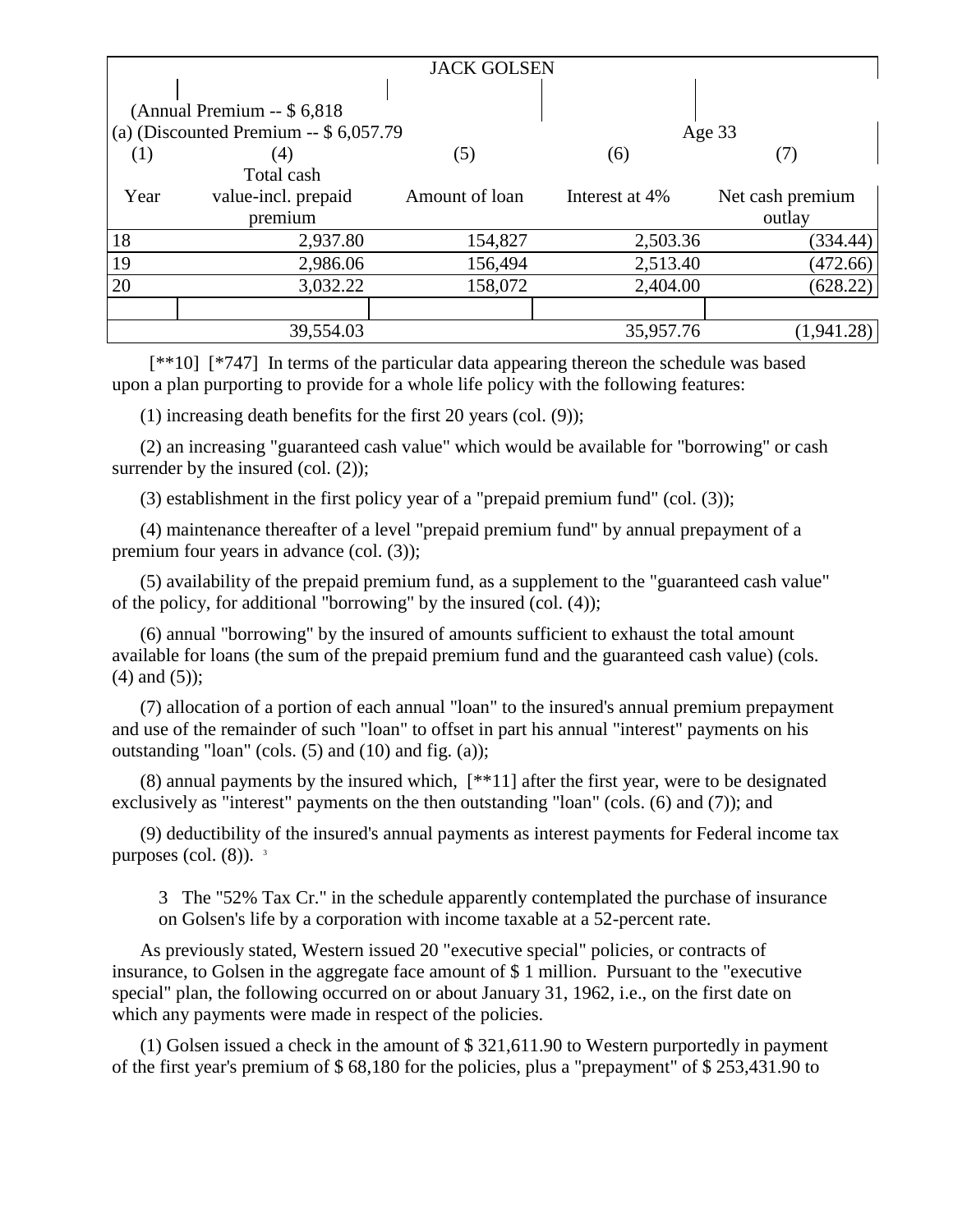| JACK GOLSEN | | | | |
|---|---|---|---|---|
| (Annual Premium -- $ 6,818 | | | | |
| (a) (Discounted Premium -- $ 6,057.79 | | | Age 33 | |
| (1) | (4) | (5) | (6) | (7) |
| Year | Total cash value-incl. prepaid premium | Amount of loan | Interest at 4% | Net cash premium outlay |
| 18 | 2,937.80 | 154,827 | 2,503.36 | (334.44) |
| 19 | 2,986.06 | 156,494 | 2,513.40 | (472.66) |
| 20 | 3,032.22 | 158,072 | 2,404.00 | (628.22) |
| | | | | |
| | 39,554.03 | | 35,957.76 | (1,941.28) |

[**10] [*747] In terms of the particular data appearing thereon the schedule was based upon a plan purporting to provide for a whole life policy with the following features:

(1) increasing death benefits for the first 20 years (col. (9));

(2) an increasing "guaranteed cash value" which would be available for "borrowing" or cash surrender by the insured (col. (2));

(3) establishment in the first policy year of a "prepaid premium fund" (col. (3));

(4) maintenance thereafter of a level "prepaid premium fund" by annual prepayment of a premium four years in advance (col. (3));

(5) availability of the prepaid premium fund, as a supplement to the "guaranteed cash value" of the policy, for additional "borrowing" by the insured (col. (4));

(6) annual "borrowing" by the insured of amounts sufficient to exhaust the total amount available for loans (the sum of the prepaid premium fund and the guaranteed cash value) (cols. (4) and (5));

(7) allocation of a portion of each annual "loan" to the insured's annual premium prepayment and use of the remainder of such "loan" to offset in part his annual "interest" payments on his outstanding "loan" (cols. (5) and (10) and fig. (a));

(8) annual payments by the insured which, [**11] after the first year, were to be designated exclusively as "interest" payments on the then outstanding "loan" (cols. (6) and (7)); and

(9) deductibility of the insured's annual payments as interest payments for Federal income tax purposes (col. (8)). [3]

3 The "52% Tax Cr." in the schedule apparently contemplated the purchase of insurance on Golsen's life by a corporation with income taxable at a 52-percent rate.

As previously stated, Western issued 20 "executive special" policies, or contracts of insurance, to Golsen in the aggregate face amount of $ 1 million. Pursuant to the "executive special" plan, the following occurred on or about January 31, 1962, i.e., on the first date on which any payments were made in respect of the policies.

(1) Golsen issued a check in the amount of $ 321,611.90 to Western purportedly in payment of the first year's premium of $ 68,180 for the policies, plus a "prepayment" of $ 253,431.90 to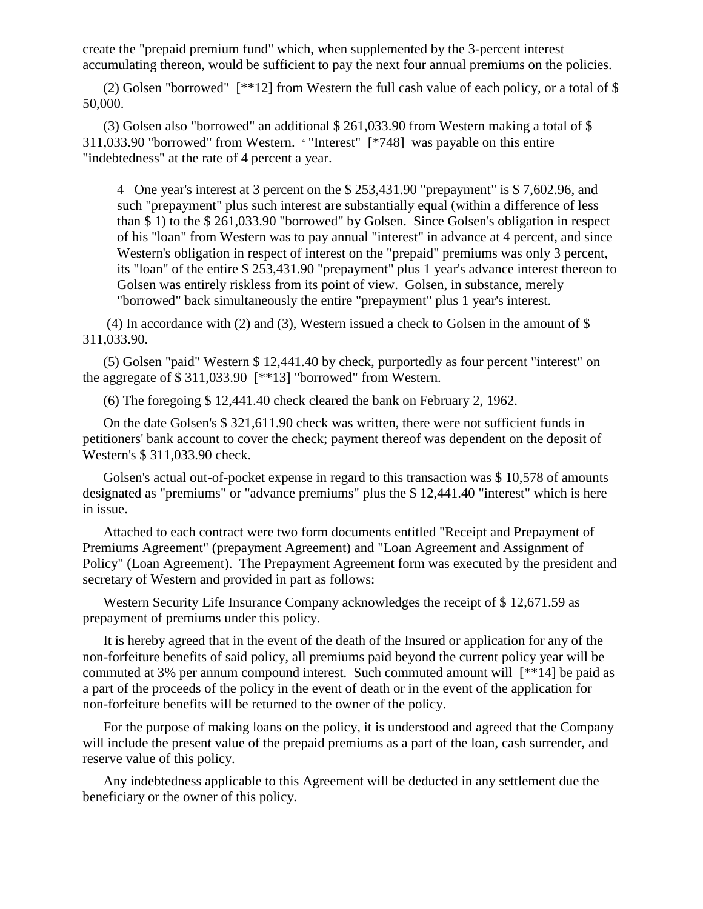create the "prepaid premium fund" which, when supplemented by the 3-percent interest accumulating thereon, would be sufficient to pay the next four annual premiums on the policies.

(2) Golsen "borrowed" [**12] from Western the full cash value of each policy, or a total of $ 50,000.

(3) Golsen also "borrowed" an additional $ 261,033.90 from Western making a total of $ 311,033.90 "borrowed" from Western. [4] "Interest" [*748] was payable on this entire "indebtedness" at the rate of 4 percent a year.

> 4 One year's interest at 3 percent on the $ 253,431.90 "prepayment" is $ 7,602.96, and such "prepayment" plus such interest are substantially equal (within a difference of less than $ 1) to the $ 261,033.90 "borrowed" by Golsen. Since Golsen's obligation in respect of his "loan" from Western was to pay annual "interest" in advance at 4 percent, and since Western's obligation in respect of interest on the "prepaid" premiums was only 3 percent, its "loan" of the entire $ 253,431.90 "prepayment" plus 1 year's advance interest thereon to Golsen was entirely riskless from its point of view. Golsen, in substance, merely "borrowed" back simultaneously the entire "prepayment" plus 1 year's interest.

(4) In accordance with (2) and (3), Western issued a check to Golsen in the amount of $ 311,033.90.

(5) Golsen "paid" Western $ 12,441.40 by check, purportedly as four percent "interest" on the aggregate of $ 311,033.90 [**13] "borrowed" from Western.

(6) The foregoing $ 12,441.40 check cleared the bank on February 2, 1962.

On the date Golsen's $ 321,611.90 check was written, there were not sufficient funds in petitioners' bank account to cover the check; payment thereof was dependent on the deposit of Western's $ 311,033.90 check.

Golsen's actual out-of-pocket expense in regard to this transaction was $ 10,578 of amounts designated as "premiums" or "advance premiums" plus the $ 12,441.40 "interest" which is here in issue.

Attached to each contract were two form documents entitled "Receipt and Prepayment of Premiums Agreement" (prepayment Agreement) and "Loan Agreement and Assignment of Policy" (Loan Agreement). The Prepayment Agreement form was executed by the president and secretary of Western and provided in part as follows:

Western Security Life Insurance Company acknowledges the receipt of $ 12,671.59 as prepayment of premiums under this policy.

It is hereby agreed that in the event of the death of the Insured or application for any of the non-forfeiture benefits of said policy, all premiums paid beyond the current policy year will be commuted at 3% per annum compound interest. Such commuted amount will [**14] be paid as a part of the proceeds of the policy in the event of death or in the event of the application for non-forfeiture benefits will be returned to the owner of the policy.

For the purpose of making loans on the policy, it is understood and agreed that the Company will include the present value of the prepaid premiums as a part of the loan, cash surrender, and reserve value of this policy.

Any indebtedness applicable to this Agreement will be deducted in any settlement due the beneficiary or the owner of this policy.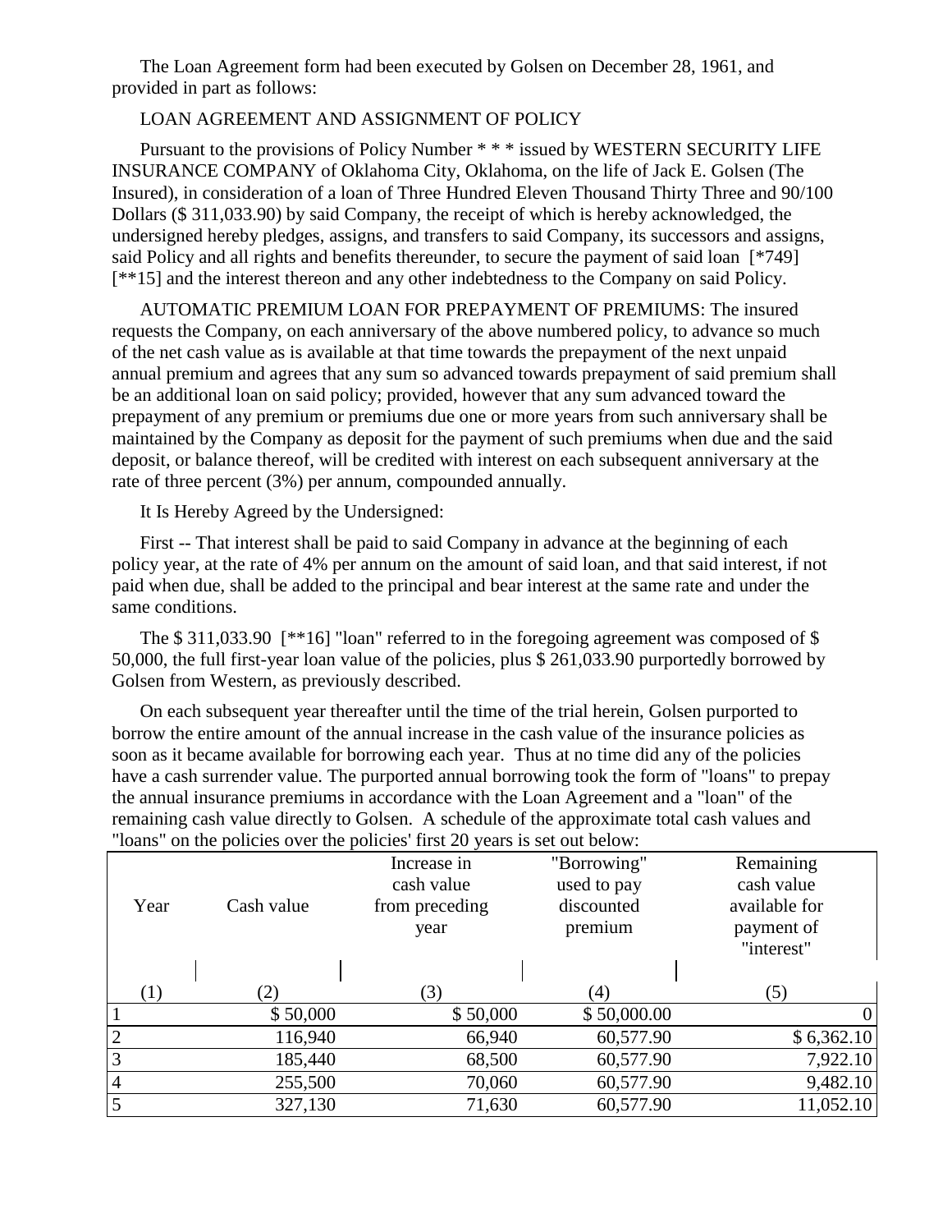The Loan Agreement form had been executed by Golsen on December 28, 1961, and provided in part as follows:

LOAN AGREEMENT AND ASSIGNMENT OF POLICY

Pursuant to the provisions of Policy Number * * * issued by WESTERN SECURITY LIFE INSURANCE COMPANY of Oklahoma City, Oklahoma, on the life of Jack E. Golsen (The Insured), in consideration of a loan of Three Hundred Eleven Thousand Thirty Three and 90/100 Dollars ($ 311,033.90) by said Company, the receipt of which is hereby acknowledged, the undersigned hereby pledges, assigns, and transfers to said Company, its successors and assigns, said Policy and all rights and benefits thereunder, to secure the payment of said loan [*749] [**15] and the interest thereon and any other indebtedness to the Company on said Policy.

AUTOMATIC PREMIUM LOAN FOR PREPAYMENT OF PREMIUMS: The insured requests the Company, on each anniversary of the above numbered policy, to advance so much of the net cash value as is available at that time towards the prepayment of the next unpaid annual premium and agrees that any sum so advanced towards prepayment of said premium shall be an additional loan on said policy; provided, however that any sum advanced toward the prepayment of any premium or premiums due one or more years from such anniversary shall be maintained by the Company as deposit for the payment of such premiums when due and the said deposit, or balance thereof, will be credited with interest on each subsequent anniversary at the rate of three percent (3%) per annum, compounded annually.

It Is Hereby Agreed by the Undersigned:

First -- That interest shall be paid to said Company in advance at the beginning of each policy year, at the rate of 4% per annum on the amount of said loan, and that said interest, if not paid when due, shall be added to the principal and bear interest at the same rate and under the same conditions.

The $ 311,033.90 [**16] "loan" referred to in the foregoing agreement was composed of $ 50,000, the full first-year loan value of the policies, plus $ 261,033.90 purportedly borrowed by Golsen from Western, as previously described.

On each subsequent year thereafter until the time of the trial herein, Golsen purported to borrow the entire amount of the annual increase in the cash value of the insurance policies as soon as it became available for borrowing each year. Thus at no time did any of the policies have a cash surrender value. The purported annual borrowing took the form of "loans" to prepay the annual insurance premiums in accordance with the Loan Agreement and a "loan" of the remaining cash value directly to Golsen. A schedule of the approximate total cash values and "loans" on the policies over the policies' first 20 years is set out below:

| Year | Cash value | Increase in cash value from preceding year | "Borrowing" used to pay discounted premium | Remaining cash value available for payment of "interest" |
|---|---|---|---|---|
| (1) | (2) | (3) | (4) | (5) |
| 1 | $ 50,000 | $ 50,000 | $ 50,000.00 | 0 |
| 2 | 116,940 | 66,940 | 60,577.90 | $ 6,362.10 |
| 3 | 185,440 | 68,500 | 60,577.90 | 7,922.10 |
| 4 | 255,500 | 70,060 | 60,577.90 | 9,482.10 |
| 5 | 327,130 | 71,630 | 60,577.90 | 11,052.10 |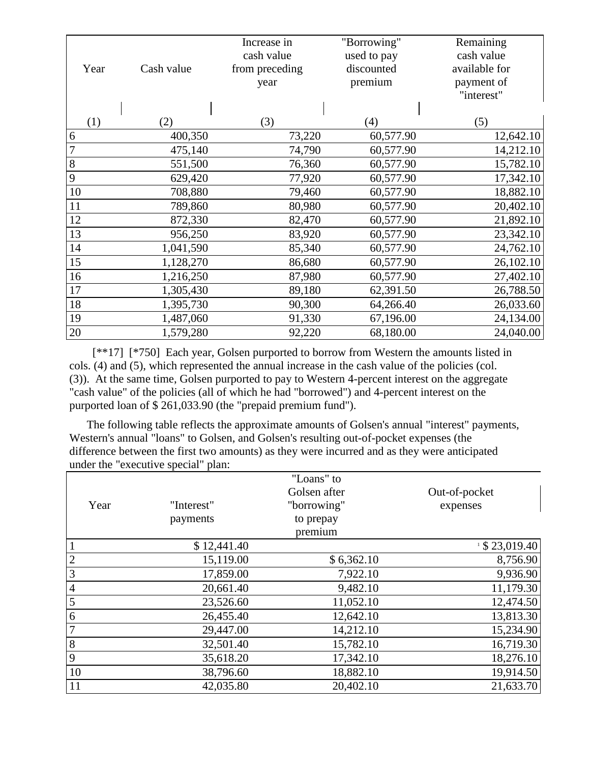| Year | Cash value | Increase in cash value from preceding year | "Borrowing" used to pay discounted premium | Remaining cash value available for payment of "interest" |
|---|---|---|---|---|
| (1) | (2) | (3) | (4) | (5) |
| 6 | 400,350 | 73,220 | 60,577.90 | 12,642.10 |
| 7 | 475,140 | 74,790 | 60,577.90 | 14,212.10 |
| 8 | 551,500 | 76,360 | 60,577.90 | 15,782.10 |
| 9 | 629,420 | 77,920 | 60,577.90 | 17,342.10 |
| 10 | 708,880 | 79,460 | 60,577.90 | 18,882.10 |
| 11 | 789,860 | 80,980 | 60,577.90 | 20,402.10 |
| 12 | 872,330 | 82,470 | 60,577.90 | 21,892.10 |
| 13 | 956,250 | 83,920 | 60,577.90 | 23,342.10 |
| 14 | 1,041,590 | 85,340 | 60,577.90 | 24,762.10 |
| 15 | 1,128,270 | 86,680 | 60,577.90 | 26,102.10 |
| 16 | 1,216,250 | 87,980 | 60,577.90 | 27,402.10 |
| 17 | 1,305,430 | 89,180 | 62,391.50 | 26,788.50 |
| 18 | 1,395,730 | 90,300 | 64,266.40 | 26,033.60 |
| 19 | 1,487,060 | 91,330 | 67,196.00 | 24,134.00 |
| 20 | 1,579,280 | 92,220 | 68,180.00 | 24,040.00 |

[**17] [*750] Each year, Golsen purported to borrow from Western the amounts listed in cols. (4) and (5), which represented the annual increase in the cash value of the policies (col. (3)). At the same time, Golsen purported to pay to Western 4-percent interest on the aggregate "cash value" of the policies (all of which he had "borrowed") and 4-percent interest on the purported loan of $ 261,033.90 (the "prepaid premium fund").

The following table reflects the approximate amounts of Golsen's annual "interest" payments, Western's annual "loans" to Golsen, and Golsen's resulting out-of-pocket expenses (the difference between the first two amounts) as they were incurred and as they were anticipated under the "executive special" plan:

| Year | "Interest" payments | "Loans" to Golsen after "borrowing" to prepay premium | Out-of-pocket expenses |
|---|---|---|---|
| 1 | $ 12,441.40 | | [1] $ 23,019.40 |
| 2 | 15,119.00 | $ 6,362.10 | 8,756.90 |
| 3 | 17,859.00 | 7,922.10 | 9,936.90 |
| 4 | 20,661.40 | 9,482.10 | 11,179.30 |
| 5 | 23,526.60 | 11,052.10 | 12,474.50 |
| 6 | 26,455.40 | 12,642.10 | 13,813.30 |
| 7 | 29,447.00 | 14,212.10 | 15,234.90 |
| 8 | 32,501.40 | 15,782.10 | 16,719.30 |
| 9 | 35,618.20 | 17,342.10 | 18,276.10 |
| 10 | 38,796.60 | 18,882.10 | 19,914.50 |
| 11 | 42,035.80 | 20,402.10 | 21,633.70 |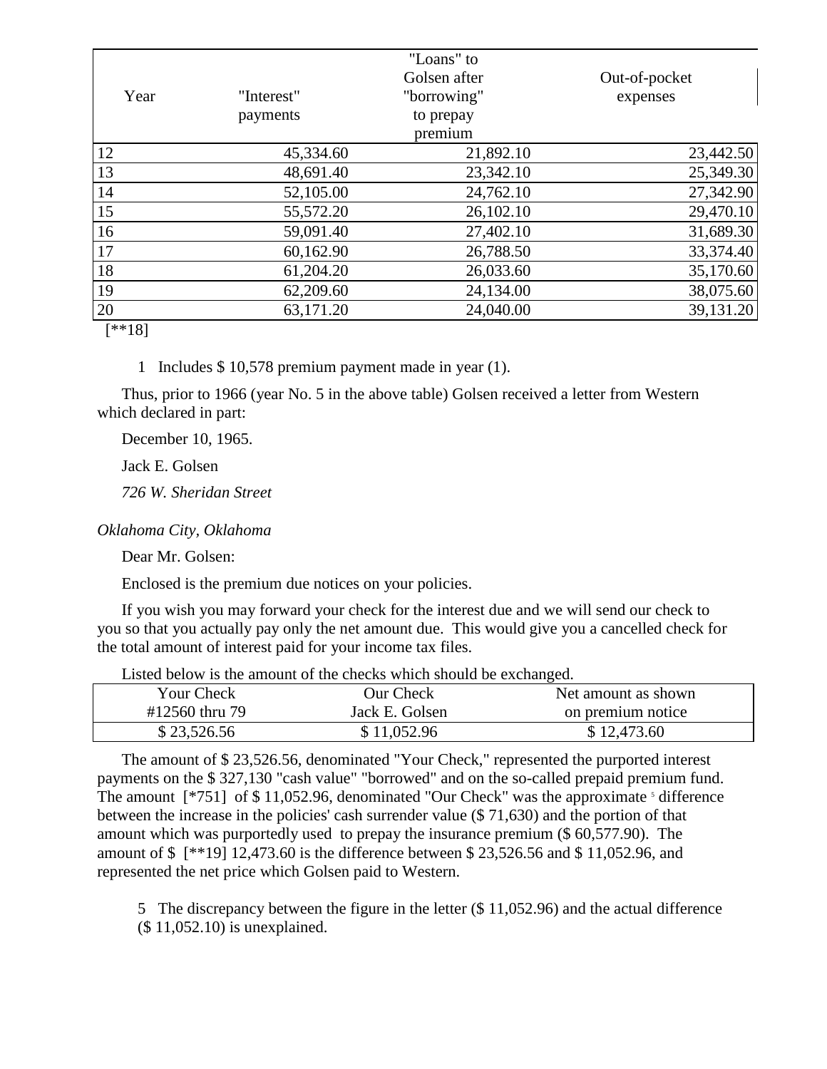| Year | "Interest" payments | "Loans" to Golsen after "borrowing" to prepay premium | Out-of-pocket expenses |
|---|---|---|---|
| 12 | 45,334.60 | 21,892.10 | 23,442.50 |
| 13 | 48,691.40 | 23,342.10 | 25,349.30 |
| 14 | 52,105.00 | 24,762.10 | 27,342.90 |
| 15 | 55,572.20 | 26,102.10 | 29,470.10 |
| 16 | 59,091.40 | 27,402.10 | 31,689.30 |
| 17 | 60,162.90 | 26,788.50 | 33,374.40 |
| 18 | 61,204.20 | 26,033.60 | 35,170.60 |
| 19 | 62,209.60 | 24,134.00 | 38,075.60 |
| 20 | 63,171.20 | 24,040.00 | 39,131.20 |

[**18]

1 Includes $ 10,578 premium payment made in year (1).

Thus, prior to 1966 (year No. 5 in the above table) Golsen received a letter from Western which declared in part:

December 10, 1965.

Jack E. Golsen

*726 W. Sheridan Street*

*Oklahoma City, Oklahoma*

Dear Mr. Golsen:

Enclosed is the premium due notices on your policies.

If you wish you may forward your check for the interest due and we will send our check to you so that you actually pay only the net amount due. This would give you a cancelled check for the total amount of interest paid for your income tax files.

Listed below is the amount of the checks which should be exchanged.

| Your Check #12560 thru 79 | Our Check Jack E. Golsen | Net amount as shown on premium notice |
|---|---|---|
| $ 23,526.56 | $ 11,052.96 | $ 12,473.60 |

The amount of $ 23,526.56, denominated "Your Check," represented the purported interest payments on the $ 327,130 "cash value" "borrowed" and on the so-called prepaid premium fund. The amount [*751] of $ 11,052.96, denominated "Our Check" was the approximate [5] difference between the increase in the policies' cash surrender value ($ 71,630) and the portion of that amount which was purportedly used to prepay the insurance premium ($ 60,577.90). The amount of $ [**19] 12,473.60 is the difference between $ 23,526.56 and $ 11,052.96, and represented the net price which Golsen paid to Western.

5 The discrepancy between the figure in the letter ($ 11,052.96) and the actual difference ($ 11,052.10) is unexplained.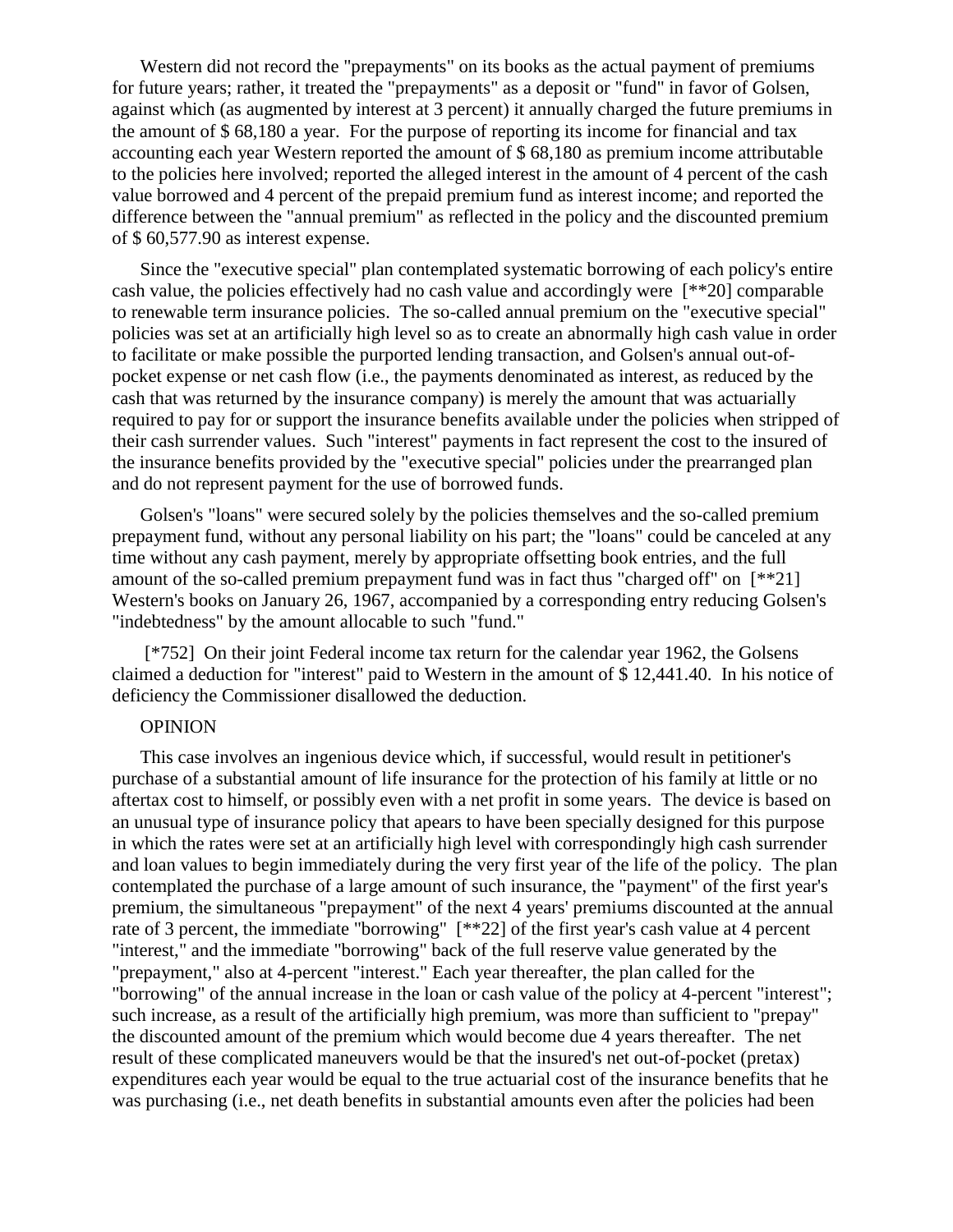Western did not record the "prepayments" on its books as the actual payment of premiums for future years; rather, it treated the "prepayments" as a deposit or "fund" in favor of Golsen, against which (as augmented by interest at 3 percent) it annually charged the future premiums in the amount of $ 68,180 a year. For the purpose of reporting its income for financial and tax accounting each year Western reported the amount of $ 68,180 as premium income attributable to the policies here involved; reported the alleged interest in the amount of 4 percent of the cash value borrowed and 4 percent of the prepaid premium fund as interest income; and reported the difference between the "annual premium" as reflected in the policy and the discounted premium of $ 60,577.90 as interest expense.

Since the "executive special" plan contemplated systematic borrowing of each policy's entire cash value, the policies effectively had no cash value and accordingly were [**20] comparable to renewable term insurance policies. The so-called annual premium on the "executive special" policies was set at an artificially high level so as to create an abnormally high cash value in order to facilitate or make possible the purported lending transaction, and Golsen's annual out-of-pocket expense or net cash flow (i.e., the payments denominated as interest, as reduced by the cash that was returned by the insurance company) is merely the amount that was actuarially required to pay for or support the insurance benefits available under the policies when stripped of their cash surrender values. Such "interest" payments in fact represent the cost to the insured of the insurance benefits provided by the "executive special" policies under the prearranged plan and do not represent payment for the use of borrowed funds.

Golsen's "loans" were secured solely by the policies themselves and the so-called premium prepayment fund, without any personal liability on his part; the "loans" could be canceled at any time without any cash payment, merely by appropriate offsetting book entries, and the full amount of the so-called premium prepayment fund was in fact thus "charged off" on [**21] Western's books on January 26, 1967, accompanied by a corresponding entry reducing Golsen's "indebtedness" by the amount allocable to such "fund."

[*752] On their joint Federal income tax return for the calendar year 1962, the Golsens claimed a deduction for "interest" paid to Western in the amount of $ 12,441.40. In his notice of deficiency the Commissioner disallowed the deduction.

OPINION

This case involves an ingenious device which, if successful, would result in petitioner's purchase of a substantial amount of life insurance for the protection of his family at little or no aftertax cost to himself, or possibly even with a net profit in some years. The device is based on an unusual type of insurance policy that apears to have been specially designed for this purpose in which the rates were set at an artificially high level with correspondingly high cash surrender and loan values to begin immediately during the very first year of the life of the policy. The plan contemplated the purchase of a large amount of such insurance, the "payment" of the first year's premium, the simultaneous "prepayment" of the next 4 years' premiums discounted at the annual rate of 3 percent, the immediate "borrowing" [**22] of the first year's cash value at 4 percent "interest," and the immediate "borrowing" back of the full reserve value generated by the "prepayment," also at 4-percent "interest." Each year thereafter, the plan called for the "borrowing" of the annual increase in the loan or cash value of the policy at 4-percent "interest"; such increase, as a result of the artificially high premium, was more than sufficient to "prepay" the discounted amount of the premium which would become due 4 years thereafter. The net result of these complicated maneuvers would be that the insured's net out-of-pocket (pretax) expenditures each year would be equal to the true actuarial cost of the insurance benefits that he was purchasing (i.e., net death benefits in substantial amounts even after the policies had been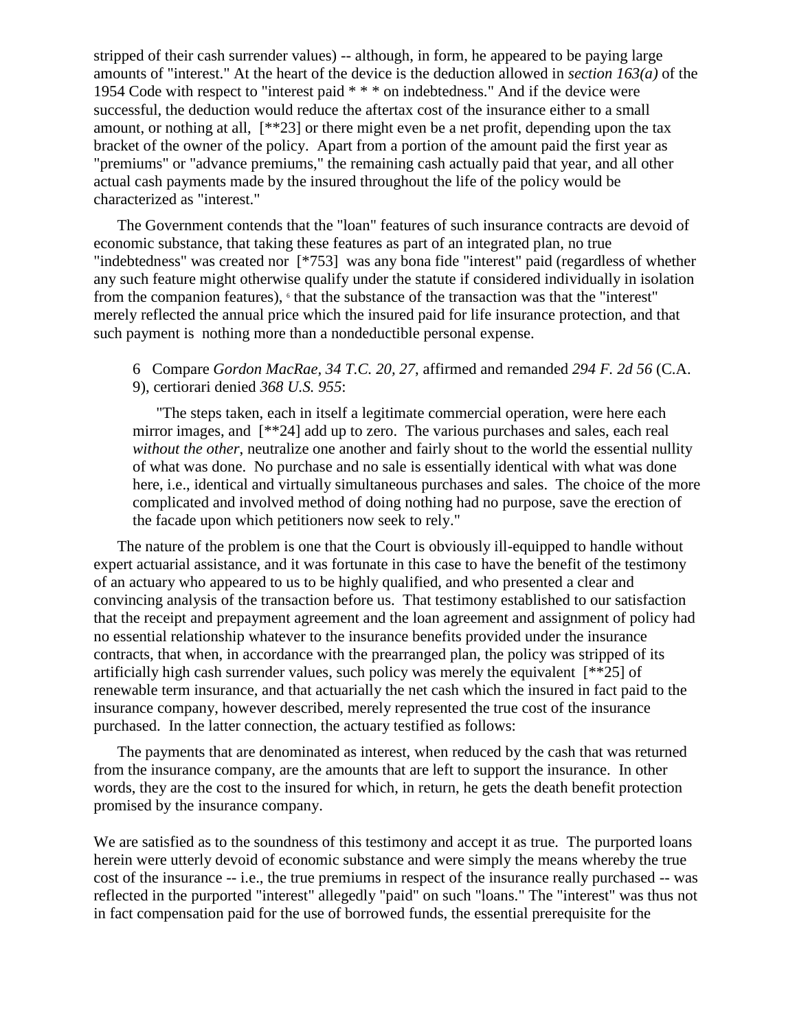stripped of their cash surrender values) -- although, in form, he appeared to be paying large amounts of "interest." At the heart of the device is the deduction allowed in *section 163(a)* of the 1954 Code with respect to "interest paid * * * on indebtedness." And if the device were successful, the deduction would reduce the aftertax cost of the insurance either to a small amount, or nothing at all, [**23] or there might even be a net profit, depending upon the tax bracket of the owner of the policy. Apart from a portion of the amount paid the first year as "premiums" or "advance premiums," the remaining cash actually paid that year, and all other actual cash payments made by the insured throughout the life of the policy would be characterized as "interest."

The Government contends that the "loan" features of such insurance contracts are devoid of economic substance, that taking these features as part of an integrated plan, no true "indebtedness" was created nor [*753] was any bona fide "interest" paid (regardless of whether any such feature might otherwise qualify under the statute if considered individually in isolation from the companion features), [6] that the substance of the transaction was that the "interest" merely reflected the annual price which the insured paid for life insurance protection, and that such payment is nothing more than a nondeductible personal expense.

> 6 Compare *Gordon MacRae, 34 T.C. 20, 27*, affirmed and remanded *294 F. 2d 56* (C.A. 9), certiorari denied *368 U.S. 955*:
>
> "The steps taken, each in itself a legitimate commercial operation, were here each mirror images, and [**24] add up to zero. The various purchases and sales, each real *without the other*, neutralize one another and fairly shout to the world the essential nullity of what was done. No purchase and no sale is essentially identical with what was done here, i.e., identical and virtually simultaneous purchases and sales. The choice of the more complicated and involved method of doing nothing had no purpose, save the erection of the facade upon which petitioners now seek to rely."

The nature of the problem is one that the Court is obviously ill-equipped to handle without expert actuarial assistance, and it was fortunate in this case to have the benefit of the testimony of an actuary who appeared to us to be highly qualified, and who presented a clear and convincing analysis of the transaction before us. That testimony established to our satisfaction that the receipt and prepayment agreement and the loan agreement and assignment of policy had no essential relationship whatever to the insurance benefits provided under the insurance contracts, that when, in accordance with the prearranged plan, the policy was stripped of its artificially high cash surrender values, such policy was merely the equivalent [**25] of renewable term insurance, and that actuarially the net cash which the insured in fact paid to the insurance company, however described, merely represented the true cost of the insurance purchased. In the latter connection, the actuary testified as follows:

> The payments that are denominated as interest, when reduced by the cash that was returned from the insurance company, are the amounts that are left to support the insurance. In other words, they are the cost to the insured for which, in return, he gets the death benefit protection promised by the insurance company.

We are satisfied as to the soundness of this testimony and accept it as true. The purported loans herein were utterly devoid of economic substance and were simply the means whereby the true cost of the insurance -- i.e., the true premiums in respect of the insurance really purchased -- was reflected in the purported "interest" allegedly "paid" on such "loans." The "interest" was thus not in fact compensation paid for the use of borrowed funds, the essential prerequisite for the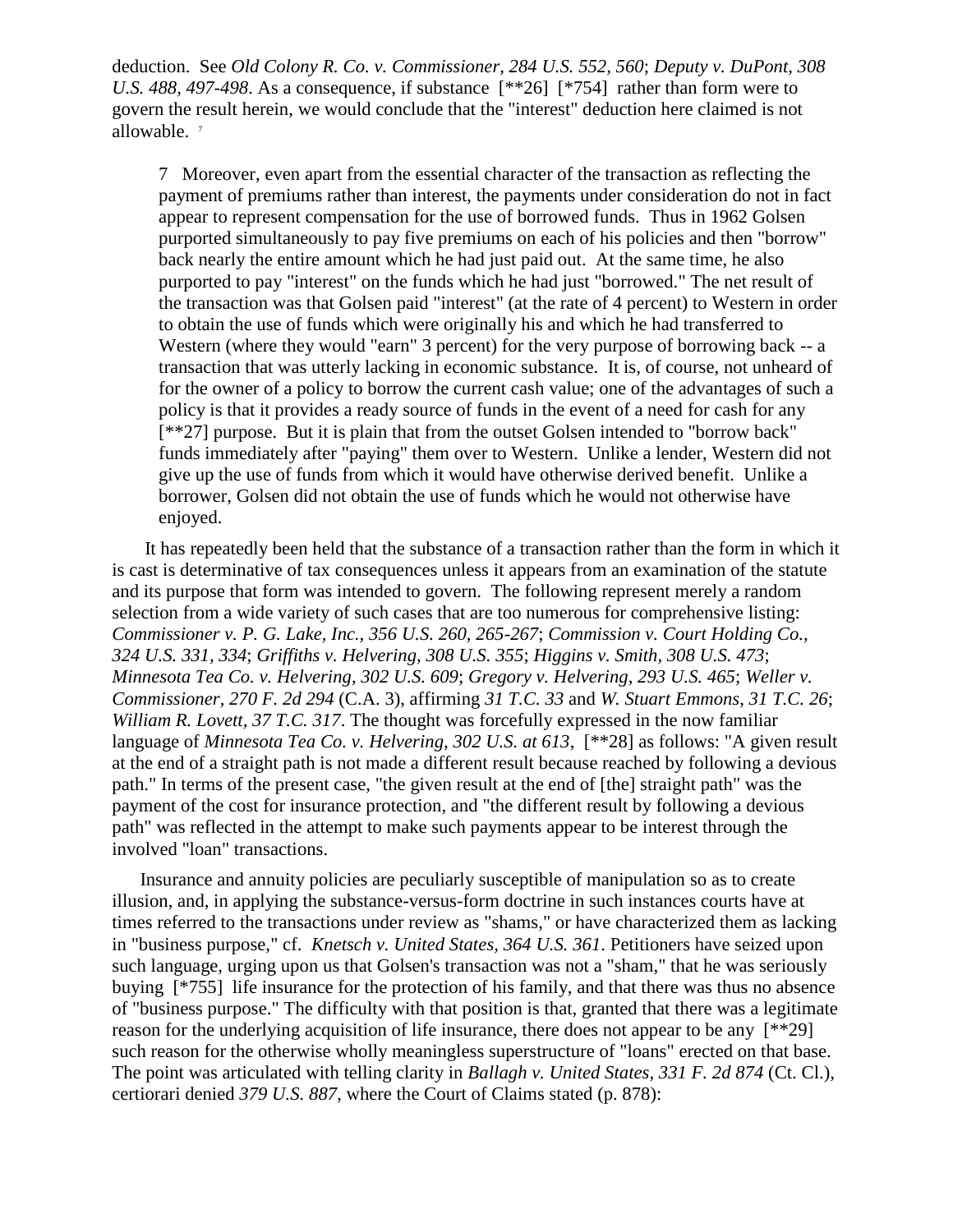deduction. See *Old Colony R. Co. v. Commissioner, 284 U.S. 552, 560*; *Deputy v. DuPont, 308 U.S. 488, 497-498*. As a consequence, if substance [**26] [*754] rather than form were to govern the result herein, we would conclude that the "interest" deduction here claimed is not allowable. [7]

> 7 Moreover, even apart from the essential character of the transaction as reflecting the payment of premiums rather than interest, the payments under consideration do not in fact appear to represent compensation for the use of borrowed funds. Thus in 1962 Golsen purported simultaneously to pay five premiums on each of his policies and then "borrow" back nearly the entire amount which he had just paid out. At the same time, he also purported to pay "interest" on the funds which he had just "borrowed." The net result of the transaction was that Golsen paid "interest" (at the rate of 4 percent) to Western in order to obtain the use of funds which were originally his and which he had transferred to Western (where they would "earn" 3 percent) for the very purpose of borrowing back -- a transaction that was utterly lacking in economic substance. It is, of course, not unheard of for the owner of a policy to borrow the current cash value; one of the advantages of such a policy is that it provides a ready source of funds in the event of a need for cash for any [**27] purpose. But it is plain that from the outset Golsen intended to "borrow back" funds immediately after "paying" them over to Western. Unlike a lender, Western did not give up the use of funds from which it would have otherwise derived benefit. Unlike a borrower, Golsen did not obtain the use of funds which he would not otherwise have enjoyed.

It has repeatedly been held that the substance of a transaction rather than the form in which it is cast is determinative of tax consequences unless it appears from an examination of the statute and its purpose that form was intended to govern. The following represent merely a random selection from a wide variety of such cases that are too numerous for comprehensive listing: *Commissioner v. P. G. Lake, Inc., 356 U.S. 260, 265-267*; *Commission v. Court Holding Co., 324 U.S. 331, 334*; *Griffiths v. Helvering, 308 U.S. 355*; *Higgins v. Smith, 308 U.S. 473*; *Minnesota Tea Co. v. Helvering, 302 U.S. 609*; *Gregory v. Helvering, 293 U.S. 465*; *Weller v. Commissioner, 270 F. 2d 294* (C.A. 3), affirming *31 T.C. 33* and *W. Stuart Emmons, 31 T.C. 26*; *William R. Lovett, 37 T.C. 317*. The thought was forcefully expressed in the now familiar language of *Minnesota Tea Co. v. Helvering, 302 U.S. at 613*, [**28] as follows: "A given result at the end of a straight path is not made a different result because reached by following a devious path." In terms of the present case, "the given result at the end of [the] straight path" was the payment of the cost for insurance protection, and "the different result by following a devious path" was reflected in the attempt to make such payments appear to be interest through the involved "loan" transactions.

Insurance and annuity policies are peculiarly susceptible of manipulation so as to create illusion, and, in applying the substance-versus-form doctrine in such instances courts have at times referred to the transactions under review as "shams," or have characterized them as lacking in "business purpose," cf. *Knetsch v. United States, 364 U.S. 361*. Petitioners have seized upon such language, urging upon us that Golsen's transaction was not a "sham," that he was seriously buying [*755] life insurance for the protection of his family, and that there was thus no absence of "business purpose." The difficulty with that position is that, granted that there was a legitimate reason for the underlying acquisition of life insurance, there does not appear to be any [**29] such reason for the otherwise wholly meaningless superstructure of "loans" erected on that base. The point was articulated with telling clarity in *Ballagh v. United States, 331 F. 2d 874* (Ct. Cl.), certiorari denied *379 U.S. 887*, where the Court of Claims stated (p. 878):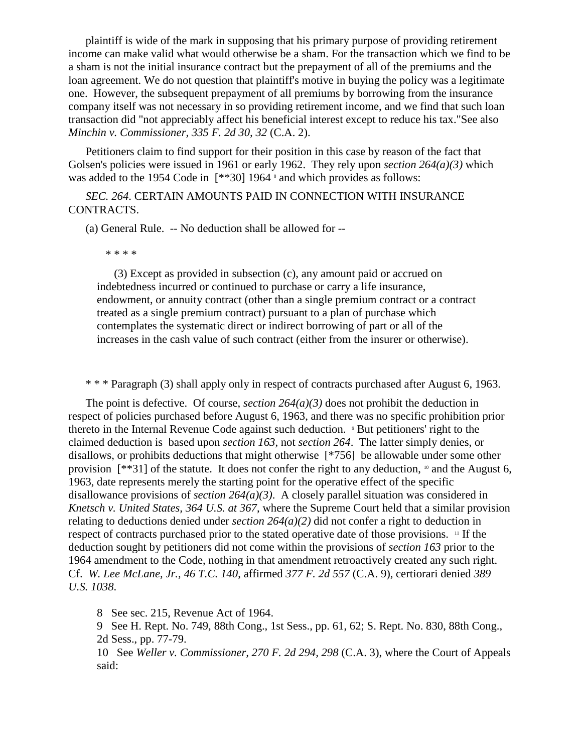plaintiff is wide of the mark in supposing that his primary purpose of providing retirement income can make valid what would otherwise be a sham. For the transaction which we find to be a sham is not the initial insurance contract but the prepayment of all of the premiums and the loan agreement. We do not question that plaintiff's motive in buying the policy was a legitimate one. However, the subsequent prepayment of all premiums by borrowing from the insurance company itself was not necessary in so providing retirement income, and we find that such loan transaction did "not appreciably affect his beneficial interest except to reduce his tax."See also *Minchin v. Commissioner, 335 F. 2d 30, 32* (C.A. 2).

Petitioners claim to find support for their position in this case by reason of the fact that Golsen's policies were issued in 1961 or early 1962. They rely upon *section 264(a)(3)* which was added to the 1954 Code in [**30] 1964 [8] and which provides as follows:

*SEC. 264.* CERTAIN AMOUNTS PAID IN CONNECTION WITH INSURANCE CONTRACTS.

(a) General Rule. -- No deduction shall be allowed for --

> * * * *
>
> (3) Except as provided in subsection (c), any amount paid or accrued on indebtedness incurred or continued to purchase or carry a life insurance, endowment, or annuity contract (other than a single premium contract or a contract treated as a single premium contract) pursuant to a plan of purchase which contemplates the systematic direct or indirect borrowing of part or all of the increases in the cash value of such contract (either from the insurer or otherwise).

* * * Paragraph (3) shall apply only in respect of contracts purchased after August 6, 1963.

The point is defective. Of course, *section 264(a)(3)* does not prohibit the deduction in respect of policies purchased before August 6, 1963, and there was no specific prohibition prior thereto in the Internal Revenue Code against such deduction. [9] But petitioners' right to the claimed deduction is based upon *section 163*, not *section 264*. The latter simply denies, or disallows, or prohibits deductions that might otherwise [*756] be allowable under some other provision [**31] of the statute. It does not confer the right to any deduction, [10] and the August 6, 1963, date represents merely the starting point for the operative effect of the specific disallowance provisions of *section 264(a)(3)*. A closely parallel situation was considered in *Knetsch v. United States, 364 U.S. at 367*, where the Supreme Court held that a similar provision relating to deductions denied under *section 264(a)(2)* did not confer a right to deduction in respect of contracts purchased prior to the stated operative date of those provisions. [11] If the deduction sought by petitioners did not come within the provisions of *section 163* prior to the 1964 amendment to the Code, nothing in that amendment retroactively created any such right. Cf. *W. Lee McLane, Jr., 46 T.C. 140*, affirmed *377 F. 2d 557* (C.A. 9), certiorari denied *389 U.S. 1038*.

8 See sec. 215, Revenue Act of 1964.

9 See H. Rept. No. 749, 88th Cong., 1st Sess., pp. 61, 62; S. Rept. No. 830, 88th Cong., 2d Sess., pp. 77-79.

10 See *Weller v. Commissioner, 270 F. 2d 294, 298* (C.A. 3), where the Court of Appeals said: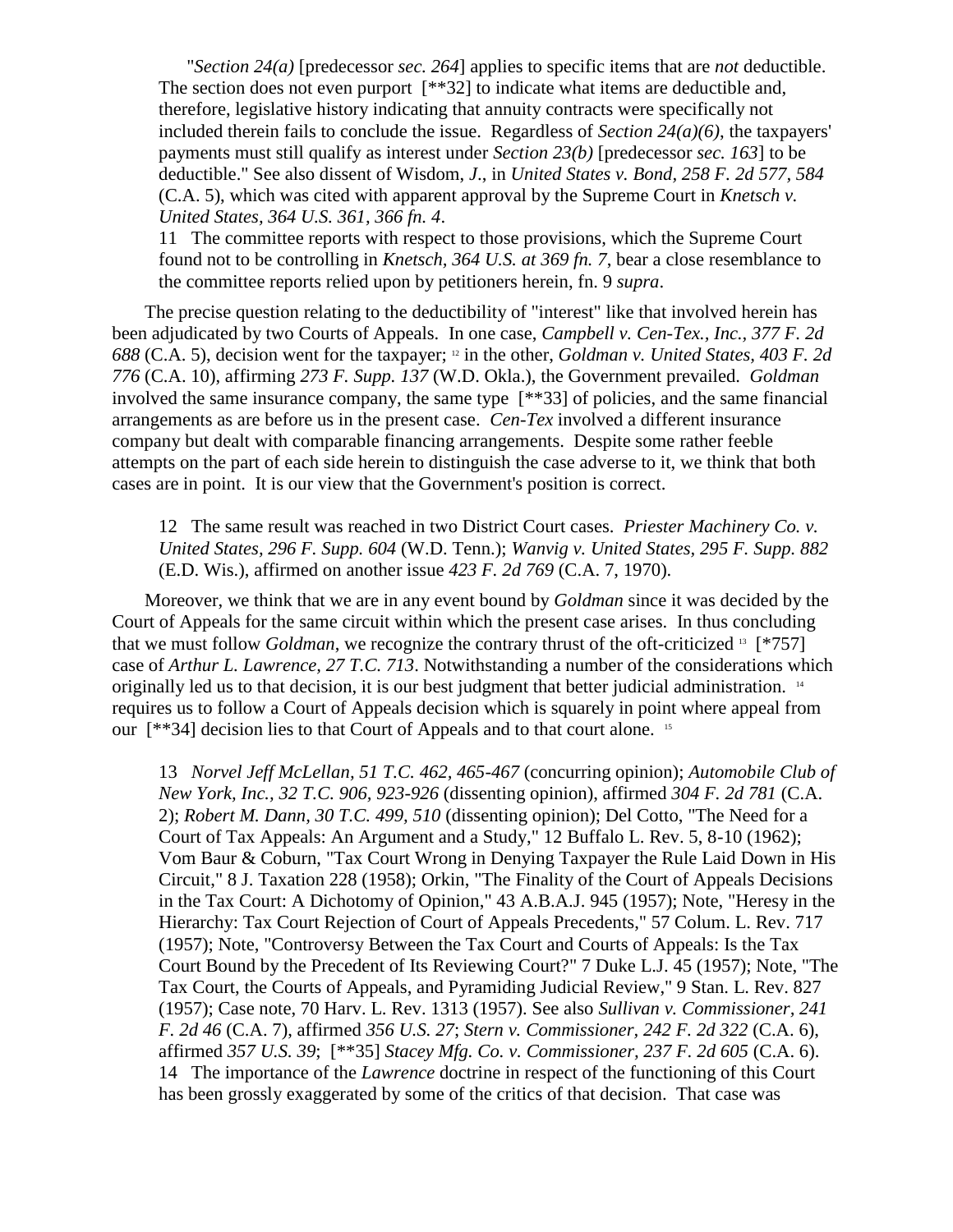"*Section 24(a)* [predecessor *sec. 264*] applies to specific items that are *not* deductible. The section does not even purport [**32] to indicate what items are deductible and, therefore, legislative history indicating that annuity contracts were specifically not included therein fails to conclude the issue. Regardless of *Section 24(a)(6)*, the taxpayers' payments must still qualify as interest under *Section 23(b)* [predecessor *sec. 163*] to be deductible." See also dissent of Wisdom, *J.*, in *United States v. Bond, 258 F. 2d 577, 584* (C.A. 5), which was cited with apparent approval by the Supreme Court in *Knetsch v. United States, 364 U.S. 361, 366 fn. 4*.

11 The committee reports with respect to those provisions, which the Supreme Court found not to be controlling in *Knetsch, 364 U.S. at 369 fn. 7*, bear a close resemblance to the committee reports relied upon by petitioners herein, fn. 9 *supra*.

The precise question relating to the deductibility of "interest" like that involved herein has been adjudicated by two Courts of Appeals. In one case, *Campbell v. Cen-Tex., Inc., 377 F. 2d 688* (C.A. 5), decision went for the taxpayer; [12] in the other, *Goldman v. United States, 403 F. 2d 776* (C.A. 10), affirming *273 F. Supp. 137* (W.D. Okla.), the Government prevailed. *Goldman* involved the same insurance company, the same type [**33] of policies, and the same financial arrangements as are before us in the present case. *Cen-Tex* involved a different insurance company but dealt with comparable financing arrangements. Despite some rather feeble attempts on the part of each side herein to distinguish the case adverse to it, we think that both cases are in point. It is our view that the Government's position is correct.

12 The same result was reached in two District Court cases. *Priester Machinery Co. v. United States, 296 F. Supp. 604* (W.D. Tenn.); *Wanvig v. United States, 295 F. Supp. 882* (E.D. Wis.), affirmed on another issue *423 F. 2d 769* (C.A. 7, 1970).

Moreover, we think that we are in any event bound by *Goldman* since it was decided by the Court of Appeals for the same circuit within which the present case arises. In thus concluding that we must follow *Goldman*, we recognize the contrary thrust of the oft-criticized [13] [*757] case of *Arthur L. Lawrence, 27 T.C. 713*. Notwithstanding a number of the considerations which originally led us to that decision, it is our best judgment that better judicial administration. [14] requires us to follow a Court of Appeals decision which is squarely in point where appeal from our [**34] decision lies to that Court of Appeals and to that court alone. [15]

13 *Norvel Jeff McLellan, 51 T.C. 462, 465-467* (concurring opinion); *Automobile Club of New York, Inc., 32 T.C. 906, 923-926* (dissenting opinion), affirmed *304 F. 2d 781* (C.A. 2); *Robert M. Dann, 30 T.C. 499, 510* (dissenting opinion); Del Cotto, "The Need for a Court of Tax Appeals: An Argument and a Study," 12 Buffalo L. Rev. 5, 8-10 (1962); Vom Baur & Coburn, "Tax Court Wrong in Denying Taxpayer the Rule Laid Down in His Circuit," 8 J. Taxation 228 (1958); Orkin, "The Finality of the Court of Appeals Decisions in the Tax Court: A Dichotomy of Opinion," 43 A.B.A.J. 945 (1957); Note, "Heresy in the Hierarchy: Tax Court Rejection of Court of Appeals Precedents," 57 Colum. L. Rev. 717 (1957); Note, "Controversy Between the Tax Court and Courts of Appeals: Is the Tax Court Bound by the Precedent of Its Reviewing Court?" 7 Duke L.J. 45 (1957); Note, "The Tax Court, the Courts of Appeals, and Pyramiding Judicial Review," 9 Stan. L. Rev. 827 (1957); Case note, 70 Harv. L. Rev. 1313 (1957). See also *Sullivan v. Commissioner, 241 F. 2d 46* (C.A. 7), affirmed *356 U.S. 27*; *Stern v. Commissioner, 242 F. 2d 322* (C.A. 6), affirmed *357 U.S. 39*; [**35] *Stacey Mfg. Co. v. Commissioner, 237 F. 2d 605* (C.A. 6).

14 The importance of the *Lawrence* doctrine in respect of the functioning of this Court has been grossly exaggerated by some of the critics of that decision. That case was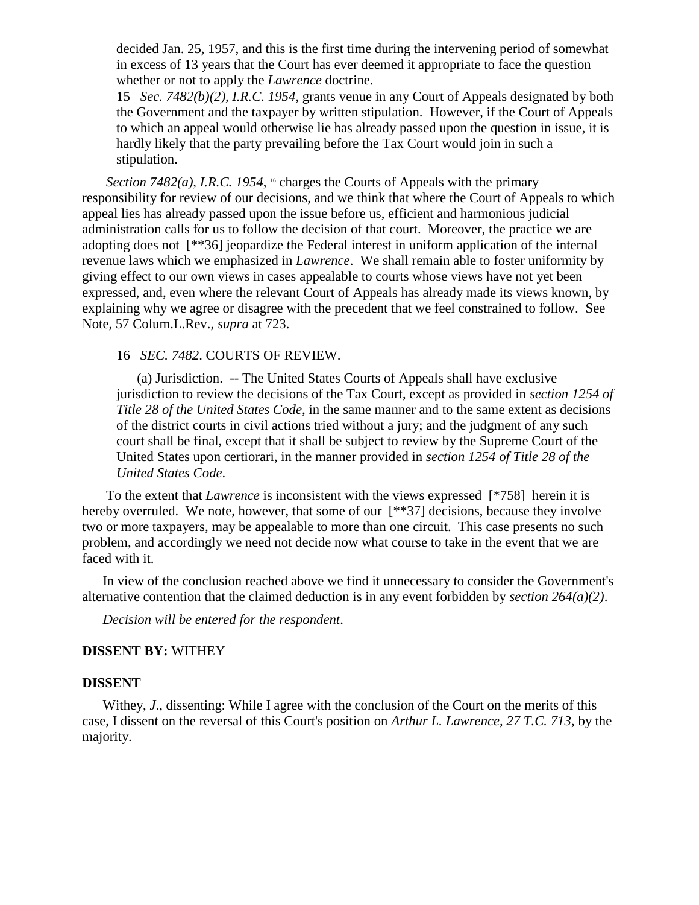decided Jan. 25, 1957, and this is the first time during the intervening period of somewhat in excess of 13 years that the Court has ever deemed it appropriate to face the question whether or not to apply the *Lawrence* doctrine.

15 *Sec. 7482(b)(2), I.R.C. 1954*, grants venue in any Court of Appeals designated by both the Government and the taxpayer by written stipulation. However, if the Court of Appeals to which an appeal would otherwise lie has already passed upon the question in issue, it is hardly likely that the party prevailing before the Tax Court would join in such a stipulation.

*Section 7482(a), I.R.C. 1954*, [16] charges the Courts of Appeals with the primary responsibility for review of our decisions, and we think that where the Court of Appeals to which appeal lies has already passed upon the issue before us, efficient and harmonious judicial administration calls for us to follow the decision of that court. Moreover, the practice we are adopting does not [**36] jeopardize the Federal interest in uniform application of the internal revenue laws which we emphasized in *Lawrence*. We shall remain able to foster uniformity by giving effect to our own views in cases appealable to courts whose views have not yet been expressed, and, even where the relevant Court of Appeals has already made its views known, by explaining why we agree or disagree with the precedent that we feel constrained to follow. See Note, 57 Colum.L.Rev., *supra* at 723.

16 *SEC. 7482*. COURTS OF REVIEW.

(a) Jurisdiction. -- The United States Courts of Appeals shall have exclusive jurisdiction to review the decisions of the Tax Court, except as provided in *section 1254 of Title 28 of the United States Code*, in the same manner and to the same extent as decisions of the district courts in civil actions tried without a jury; and the judgment of any such court shall be final, except that it shall be subject to review by the Supreme Court of the United States upon certiorari, in the manner provided in *section 1254 of Title 28 of the United States Code*.

To the extent that *Lawrence* is inconsistent with the views expressed [*758] herein it is hereby overruled. We note, however, that some of our [**37] decisions, because they involve two or more taxpayers, may be appealable to more than one circuit. This case presents no such problem, and accordingly we need not decide now what course to take in the event that we are faced with it.

In view of the conclusion reached above we find it unnecessary to consider the Government's alternative contention that the claimed deduction is in any event forbidden by *section 264(a)(2)*.

*Decision will be entered for the respondent*.

**DISSENT BY:** WITHEY

**DISSENT**

Withey, *J.*, dissenting: While I agree with the conclusion of the Court on the merits of this case, I dissent on the reversal of this Court's position on *Arthur L. Lawrence, 27 T.C. 713*, by the majority.